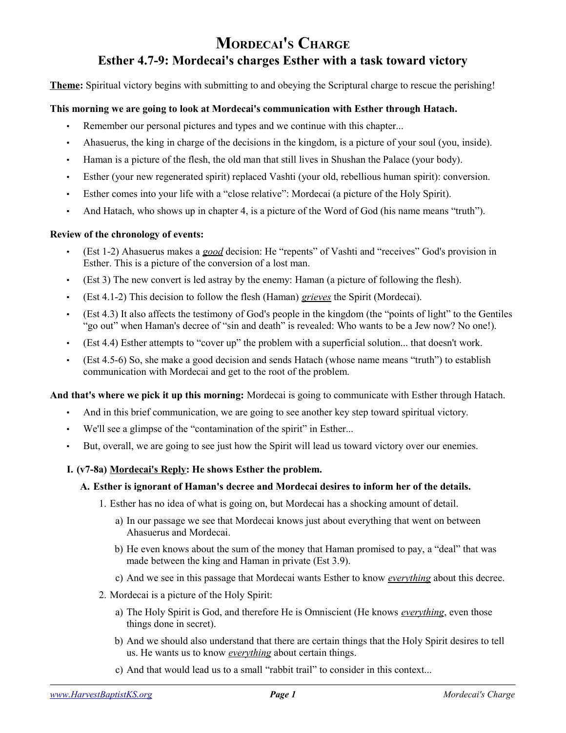# Mordecai's Charge

## Esther 4.7-9: Mordecai's charges Esther with a task toward victory

**Theme:** Spiritual victory begins with submitting to and obeying the Scriptural charge to rescue the perishing!

**This morning we are going to look at Mordecai's communication with Esther through Hatach.**

- Remember our personal pictures and types and we continue with this chapter...
- Ahasuerus, the king in charge of the decisions in the kingdom, is a picture of your soul (you, inside).
- Haman is a picture of the flesh, the old man that still lives in Shushan the Palace (your body).
- Esther (your new regenerated spirit) replaced Vashti (your old, rebellious human spirit): conversion.
- Esther comes into your life with a "close relative": Mordecai (a picture of the Holy Spirit).
- And Hatach, who shows up in chapter 4, is a picture of the Word of God (his name means "truth").

**Review of the chronology of events:**

- (Est 1-2) Ahasuerus makes a ***good*** decision: He "repents" of Vashti and "receives" God's provision in Esther. This is a picture of the conversion of a lost man.
- (Est 3) The new convert is led astray by the enemy: Haman (a picture of following the flesh).
- (Est 4.1-2) This decision to follow the flesh (Haman) ***grieves*** the Spirit (Mordecai).
- (Est 4.3) It also affects the testimony of God's people in the kingdom (the "points of light" to the Gentiles "go out" when Haman's decree of "sin and death" is revealed: Who wants to be a Jew now? No one!).
- (Est 4.4) Esther attempts to "cover up" the problem with a superficial solution... that doesn't work.
- (Est 4.5-6) So, she make a good decision and sends Hatach (whose name means "truth") to establish communication with Mordecai and get to the root of the problem.

**And that's where we pick it up this morning:** Mordecai is going to communicate with Esther through Hatach.

- And in this brief communication, we are going to see another key step toward spiritual victory.
- We'll see a glimpse of the "contamination of the spirit" in Esther...
- But, overall, we are going to see just how the Spirit will lead us toward victory over our enemies.

**I. (v7-8a) Mordecai's Reply: He shows Esther the problem.**

**A. Esther is ignorant of Haman's decree and Mordecai desires to inform her of the details.**

1. Esther has no idea of what is going on, but Mordecai has a shocking amount of detail.
   a) In our passage we see that Mordecai knows just about everything that went on between Ahasuerus and Mordecai.
   b) He even knows about the sum of the money that Haman promised to pay, a "deal" that was made between the king and Haman in private (Est 3.9).
   c) And we see in this passage that Mordecai wants Esther to know ***everything*** about this decree.
2. Mordecai is a picture of the Holy Spirit:
   a) The Holy Spirit is God, and therefore He is Omniscient (He knows ***everything***, even those things done in secret).
   b) And we should also understand that there are certain things that the Holy Spirit desires to tell us. He wants us to know ***everything*** about certain things.
   c) And that would lead us to a small "rabbit trail" to consider in this context...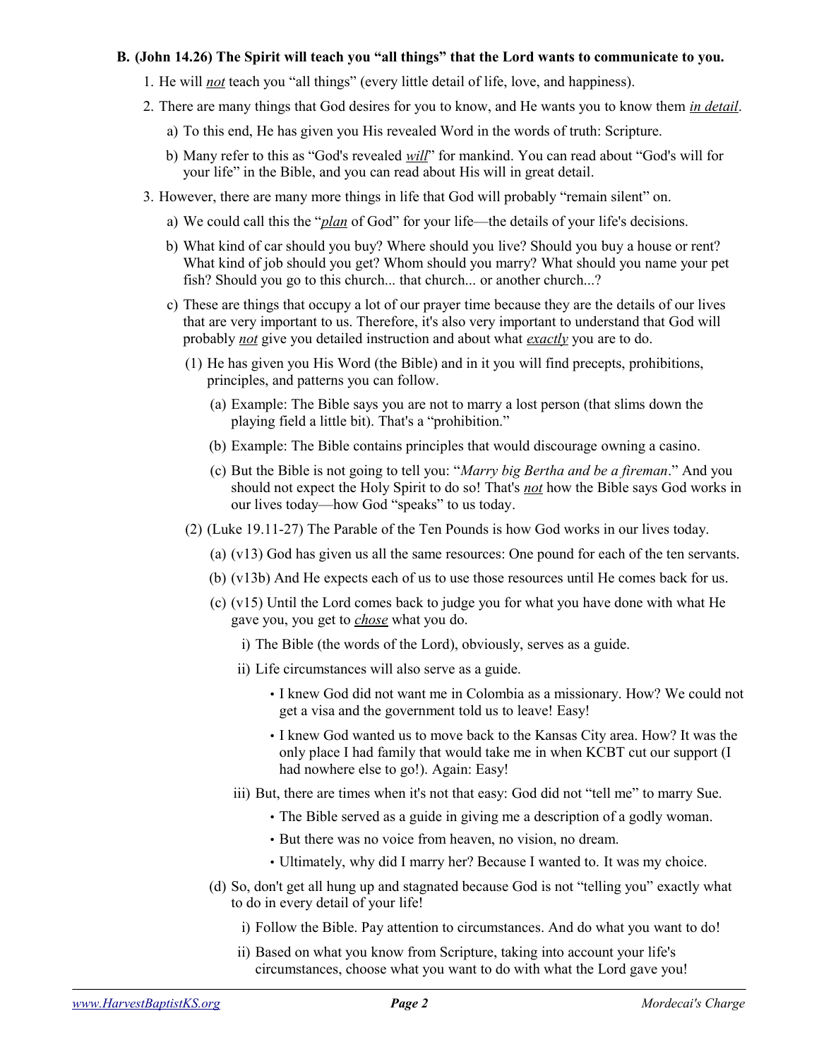**B. (John 14.26) The Spirit will teach you "all things" that the Lord wants to communicate to you.**

1. He will ***not*** teach you "all things" (every little detail of life, love, and happiness).
2. There are many things that God desires for you to know, and He wants you to know them ***in detail***.
   a) To this end, He has given you His revealed Word in the words of truth: Scripture.
   b) Many refer to this as "God's revealed ***will***" for mankind. You can read about "God's will for your life" in the Bible, and you can read about His will in great detail.
3. However, there are many more things in life that God will probably "remain silent" on.
   a) We could call this the "***plan*** of God" for your life—the details of your life's decisions.
   b) What kind of car should you buy? Where should you live? Should you buy a house or rent? What kind of job should you get? Whom should you marry? What should you name your pet fish? Should you go to this church... that church... or another church...?
   c) These are things that occupy a lot of our prayer time because they are the details of our lives that are very important to us. Therefore, it's also very important to understand that God will probably ***not*** give you detailed instruction and about what ***exactly*** you are to do.
      (1) He has given you His Word (the Bible) and in it you will find precepts, prohibitions, principles, and patterns you can follow.
         (a) Example: The Bible says you are not to marry a lost person (that slims down the playing field a little bit). That's a "prohibition."
         (b) Example: The Bible contains principles that would discourage owning a casino.
         (c) But the Bible is not going to tell you: "*Marry big Bertha and be a fireman*." And you should not expect the Holy Spirit to do so! That's ***not*** how the Bible says God works in our lives today—how God "speaks" to us today.
      (2) (Luke 19.11-27) The Parable of the Ten Pounds is how God works in our lives today.
         (a) (v13) God has given us all the same resources: One pound for each of the ten servants.
         (b) (v13b) And He expects each of us to use those resources until He comes back for us.
         (c) (v15) Until the Lord comes back to judge you for what you have done with what He gave you, you get to ***chose*** what you do.
            i) The Bible (the words of the Lord), obviously, serves as a guide.
            ii) Life circumstances will also serve as a guide.
               - I knew God did not want me in Colombia as a missionary. How? We could not get a visa and the government told us to leave! Easy!
               - I knew God wanted us to move back to the Kansas City area. How? It was the only place I had family that would take me in when KCBT cut our support (I had nowhere else to go!). Again: Easy!
            iii) But, there are times when it's not that easy: God did not "tell me" to marry Sue.
               - The Bible served as a guide in giving me a description of a godly woman.
               - But there was no voice from heaven, no vision, no dream.
               - Ultimately, why did I marry her? Because I wanted to. It was my choice.
         (d) So, don't get all hung up and stagnated because God is not "telling you" exactly what to do in every detail of your life!
            i) Follow the Bible. Pay attention to circumstances. And do what you want to do!
            ii) Based on what you know from Scripture, taking into account your life's circumstances, choose what you want to do with what the Lord gave you!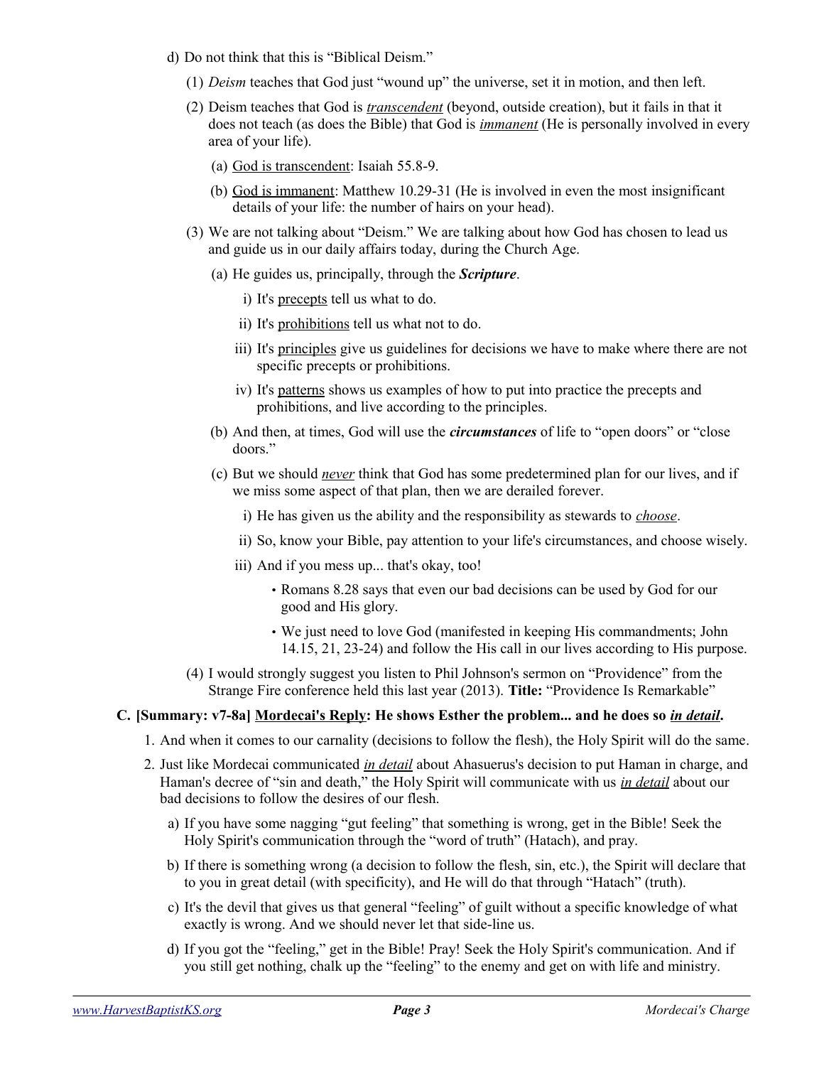d) Do not think that this is "Biblical Deism."

   (1) *Deism* teaches that God just "wound up" the universe, set it in motion, and then left.

   (2) Deism teaches that God is ***transcendent*** (beyond, outside creation), but it fails in that it does not teach (as does the Bible) that God is ***immanent*** (He is personally involved in every area of your life).

      (a) God is transcendent: Isaiah 55.8-9.

      (b) God is immanent: Matthew 10.29-31 (He is involved in even the most insignificant details of your life: the number of hairs on your head).

   (3) We are not talking about "Deism." We are talking about how God has chosen to lead us and guide us in our daily affairs today, during the Church Age.

      (a) He guides us, principally, through the ***Scripture***.

         i) It's precepts tell us what to do.

         ii) It's prohibitions tell us what not to do.

         iii) It's principles give us guidelines for decisions we have to make where there are not specific precepts or prohibitions.

         iv) It's patterns shows us examples of how to put into practice the precepts and prohibitions, and live according to the principles.

      (b) And then, at times, God will use the ***circumstances*** of life to "open doors" or "close doors."

      (c) But we should ***never*** think that God has some predetermined plan for our lives, and if we miss some aspect of that plan, then we are derailed forever.

         i) He has given us the ability and the responsibility as stewards to ***choose***.

         ii) So, know your Bible, pay attention to your life's circumstances, and choose wisely.

         iii) And if you mess up... that's okay, too!

            - Romans 8.28 says that even our bad decisions can be used by God for our good and His glory.

            - We just need to love God (manifested in keeping His commandments; John 14.15, 21, 23-24) and follow the His call in our lives according to His purpose.

   (4) I would strongly suggest you listen to Phil Johnson's sermon on "Providence" from the Strange Fire conference held this last year (2013). **Title:** "Providence Is Remarkable"

**C. [Summary: v7-8a] Mordecai's Reply: He shows Esther the problem... and he does so *in detail*.**

1. And when it comes to our carnality (decisions to follow the flesh), the Holy Spirit will do the same.

2. Just like Mordecai communicated ***in detail*** about Ahasuerus's decision to put Haman in charge, and Haman's decree of "sin and death," the Holy Spirit will communicate with us ***in detail*** about our bad decisions to follow the desires of our flesh.

   a) If you have some nagging "gut feeling" that something is wrong, get in the Bible! Seek the Holy Spirit's communication through the "word of truth" (Hatach), and pray.

   b) If there is something wrong (a decision to follow the flesh, sin, etc.), the Spirit will declare that to you in great detail (with specificity), and He will do that through "Hatach" (truth).

   c) It's the devil that gives us that general "feeling" of guilt without a specific knowledge of what exactly is wrong. And we should never let that side-line us.

   d) If you got the "feeling," get in the Bible! Pray! Seek the Holy Spirit's communication. And if you still get nothing, chalk up the "feeling" to the enemy and get on with life and ministry.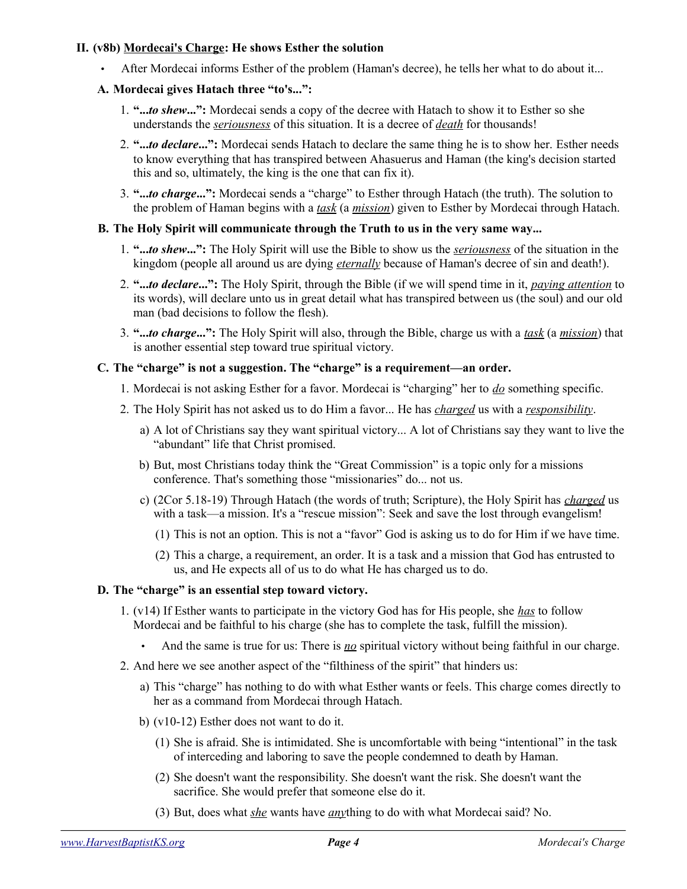## II. (v8b) Mordecai's Charge: He shows Esther the solution

- After Mordecai informs Esther of the problem (Haman's decree), he tells her what to do about it...

### A. Mordecai gives Hatach three "to's...":

1. **"...*to shew*...":** Mordecai sends a copy of the decree with Hatach to show it to Esther so she understands the *seriousness* of this situation. It is a decree of *death* for thousands!
2. **"...*to declare*...":** Mordecai sends Hatach to declare the same thing he is to show her. Esther needs to know everything that has transpired between Ahasuerus and Haman (the king's decision started this and so, ultimately, the king is the one that can fix it).
3. **"...*to charge*...":** Mordecai sends a "charge" to Esther through Hatach (the truth). The solution to the problem of Haman begins with a *task* (a *mission*) given to Esther by Mordecai through Hatach.

### B. The Holy Spirit will communicate through the Truth to us in the very same way...

1. **"...*to shew*...":** The Holy Spirit will use the Bible to show us the *seriousness* of the situation in the kingdom (people all around us are dying *eternally* because of Haman's decree of sin and death!).
2. **"...*to declare*...":** The Holy Spirit, through the Bible (if we will spend time in it, *paying attention* to its words), will declare unto us in great detail what has transpired between us (the soul) and our old man (bad decisions to follow the flesh).
3. **"...*to charge*...":** The Holy Spirit will also, through the Bible, charge us with a *task* (a *mission*) that is another essential step toward true spiritual victory.

### C. The "charge" is not a suggestion. The "charge" is a requirement—an order.

1. Mordecai is not asking Esther for a favor. Mordecai is "charging" her to *do* something specific.
2. The Holy Spirit has not asked us to do Him a favor... He has *charged* us with a *responsibility*.
   a) A lot of Christians say they want spiritual victory... A lot of Christians say they want to live the "abundant" life that Christ promised.
   b) But, most Christians today think the "Great Commission" is a topic only for a missions conference. That's something those "missionaries" do... not us.
   c) (2Cor 5.18-19) Through Hatach (the words of truth; Scripture), the Holy Spirit has *charged* us with a task—a mission. It's a "rescue mission": Seek and save the lost through evangelism!
      (1) This is not an option. This is not a "favor" God is asking us to do for Him if we have time.
      (2) This a charge, a requirement, an order. It is a task and a mission that God has entrusted to us, and He expects all of us to do what He has charged us to do.

### D. The "charge" is an essential step toward victory.

1. (v14) If Esther wants to participate in the victory God has for His people, she *has* to follow Mordecai and be faithful to his charge (she has to complete the task, fulfill the mission).
   - And the same is true for us: There is *no* spiritual victory without being faithful in our charge.
2. And here we see another aspect of the "filthiness of the spirit" that hinders us:
   a) This "charge" has nothing to do with what Esther wants or feels. This charge comes directly to her as a command from Mordecai through Hatach.
   b) (v10-12) Esther does not want to do it.
      (1) She is afraid. She is intimidated. She is uncomfortable with being "intentional" in the task of interceding and laboring to save the people condemned to death by Haman.
      (2) She doesn't want the responsibility. She doesn't want the risk. She doesn't want the sacrifice. She would prefer that someone else do it.
      (3) But, does what *she* wants have *any*thing to do with what Mordecai said? No.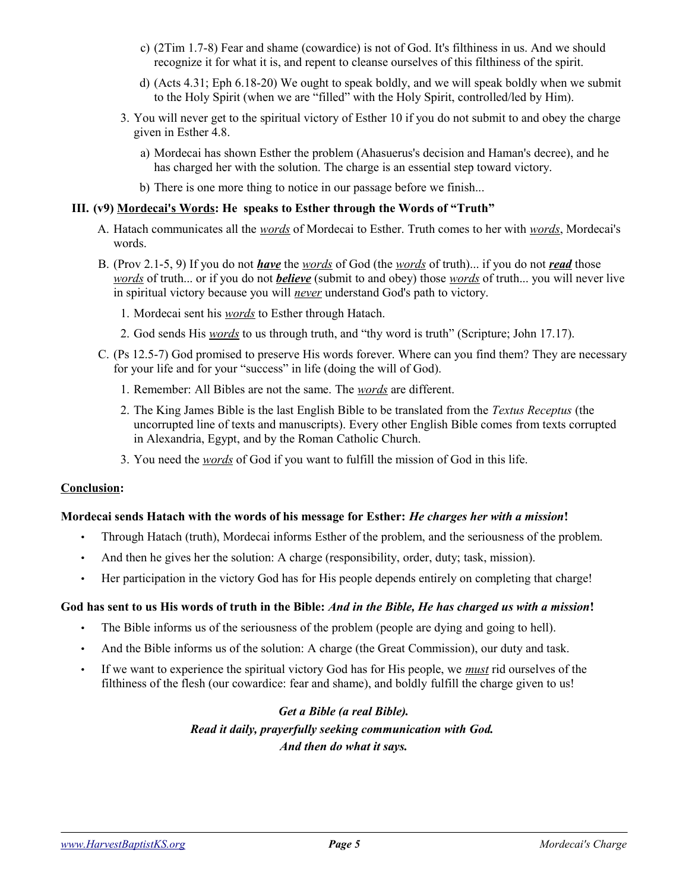c) (2Tim 1.7-8) Fear and shame (cowardice) is not of God. It's filthiness in us. And we should recognize it for what it is, and repent to cleanse ourselves of this filthiness of the spirit.

d) (Acts 4.31; Eph 6.18-20) We ought to speak boldly, and we will speak boldly when we submit to the Holy Spirit (when we are "filled" with the Holy Spirit, controlled/led by Him).

3. You will never get to the spiritual victory of Esther 10 if you do not submit to and obey the charge given in Esther 4.8.

   a) Mordecai has shown Esther the problem (Ahasuerus's decision and Haman's decree), and he has charged her with the solution. The charge is an essential step toward victory.

   b) There is one more thing to notice in our passage before we finish...

### III. (v9) Mordecai's Words: He speaks to Esther through the Words of "Truth"

A. Hatach communicates all the ***words*** of Mordecai to Esther. Truth comes to her with ***words***, Mordecai's words.

B. (Prov 2.1-5, 9) If you do not ***have*** the ***words*** of God (the ***words*** of truth)... if you do not ***read*** those ***words*** of truth... or if you do not ***believe*** (submit to and obey) those ***words*** of truth... you will never live in spiritual victory because you will ***never*** understand God's path to victory.

   1. Mordecai sent his ***words*** to Esther through Hatach.

   2. God sends His ***words*** to us through truth, and "thy word is truth" (Scripture; John 17.17).

C. (Ps 12.5-7) God promised to preserve His words forever. Where can you find them? They are necessary for your life and for your "success" in life (doing the will of God).

   1. Remember: All Bibles are not the same. The ***words*** are different.

   2. The King James Bible is the last English Bible to be translated from the *Textus Receptus* (the uncorrupted line of texts and manuscripts). Every other English Bible comes from texts corrupted in Alexandria, Egypt, and by the Roman Catholic Church.

   3. You need the ***words*** of God if you want to fulfill the mission of God in this life.

**Conclusion:**

**Mordecai sends Hatach with the words of his message for Esther: *He charges her with a mission*!**

- Through Hatach (truth), Mordecai informs Esther of the problem, and the seriousness of the problem.
- And then he gives her the solution: A charge (responsibility, order, duty; task, mission).
- Her participation in the victory God has for His people depends entirely on completing that charge!

**God has sent to us His words of truth in the Bible: *And in the Bible, He has charged us with a mission*!**

- The Bible informs us of the seriousness of the problem (people are dying and going to hell).
- And the Bible informs us of the solution: A charge (the Great Commission), our duty and task.
- If we want to experience the spiritual victory God has for His people, we ***must*** rid ourselves of the filthiness of the flesh (our cowardice: fear and shame), and boldly fulfill the charge given to us!

***Get a Bible (a real Bible).***
***Read it daily, prayerfully seeking communication with God.***
***And then do what it says.***